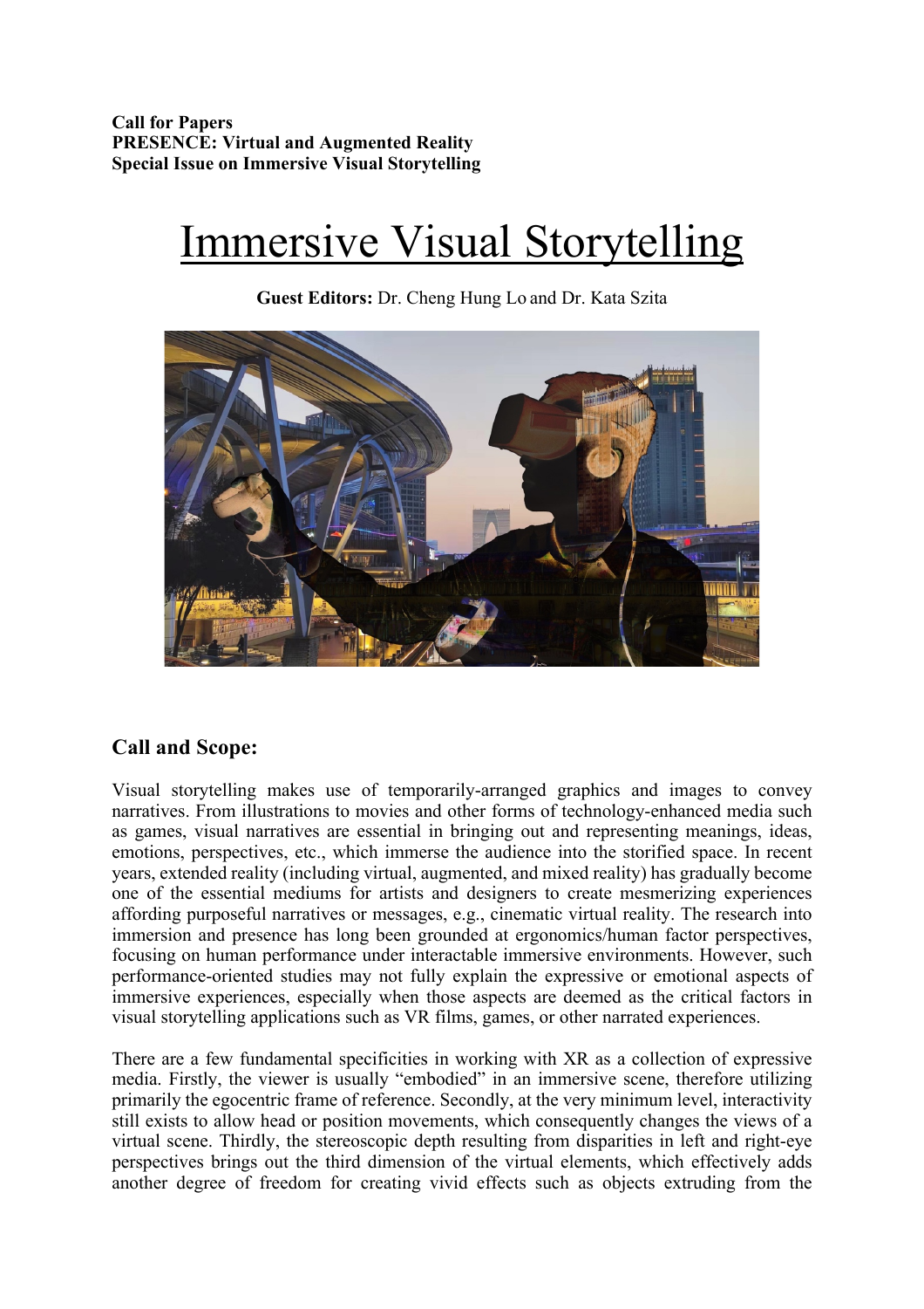**Call for Papers**
**PRESENCE: Virtual and Augmented Reality**
**Special Issue on Immersive Visual Storytelling**

# Immersive Visual Storytelling

**Guest Editors:** Dr. Cheng Hung Lo and Dr. Kata Szita

## Call and Scope:

Visual storytelling makes use of temporarily-arranged graphics and images to convey narratives. From illustrations to movies and other forms of technology-enhanced media such as games, visual narratives are essential in bringing out and representing meanings, ideas, emotions, perspectives, etc., which immerse the audience into the storified space. In recent years, extended reality (including virtual, augmented, and mixed reality) has gradually become one of the essential mediums for artists and designers to create mesmerizing experiences affording purposeful narratives or messages, e.g., cinematic virtual reality. The research into immersion and presence has long been grounded at ergonomics/human factor perspectives, focusing on human performance under interactable immersive environments. However, such performance-oriented studies may not fully explain the expressive or emotional aspects of immersive experiences, especially when those aspects are deemed as the critical factors in visual storytelling applications such as VR films, games, or other narrated experiences.

There are a few fundamental specificities in working with XR as a collection of expressive media. Firstly, the viewer is usually "embodied" in an immersive scene, therefore utilizing primarily the egocentric frame of reference. Secondly, at the very minimum level, interactivity still exists to allow head or position movements, which consequently changes the views of a virtual scene. Thirdly, the stereoscopic depth resulting from disparities in left and right-eye perspectives brings out the third dimension of the virtual elements, which effectively adds another degree of freedom for creating vivid effects such as objects extruding from the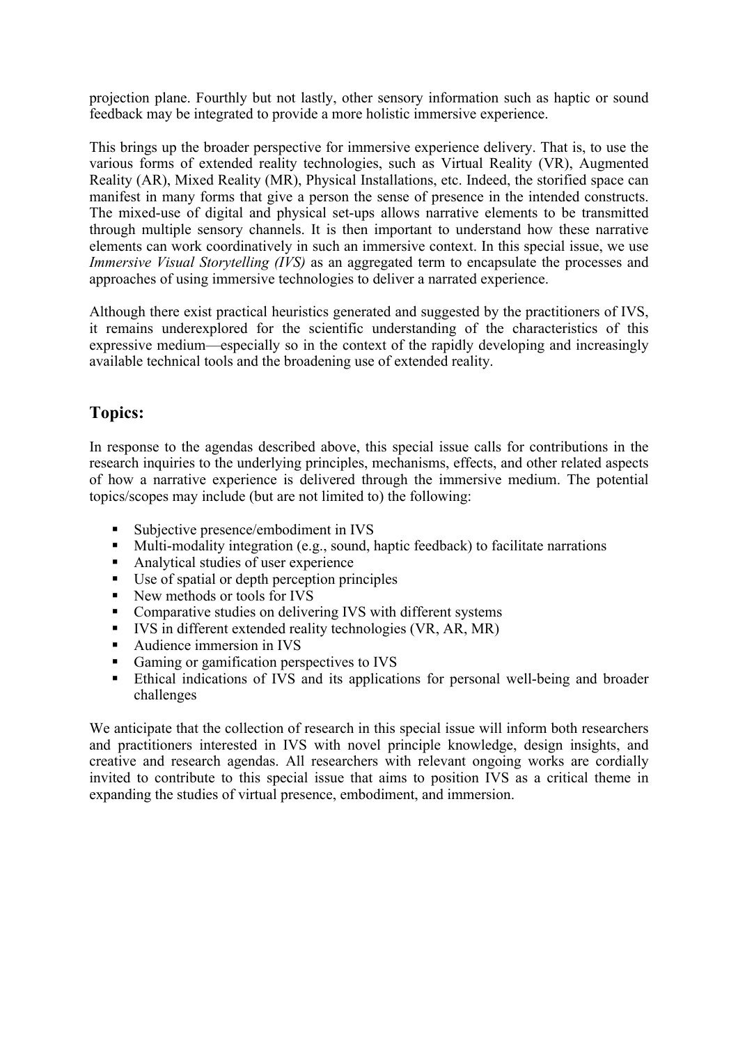projection plane. Fourthly but not lastly, other sensory information such as haptic or sound feedback may be integrated to provide a more holistic immersive experience.

This brings up the broader perspective for immersive experience delivery. That is, to use the various forms of extended reality technologies, such as Virtual Reality (VR), Augmented Reality (AR), Mixed Reality (MR), Physical Installations, etc. Indeed, the storified space can manifest in many forms that give a person the sense of presence in the intended constructs. The mixed-use of digital and physical set-ups allows narrative elements to be transmitted through multiple sensory channels. It is then important to understand how these narrative elements can work coordinatively in such an immersive context. In this special issue, we use *Immersive Visual Storytelling (IVS)* as an aggregated term to encapsulate the processes and approaches of using immersive technologies to deliver a narrated experience.

Although there exist practical heuristics generated and suggested by the practitioners of IVS, it remains underexplored for the scientific understanding of the characteristics of this expressive medium—especially so in the context of the rapidly developing and increasingly available technical tools and the broadening use of extended reality.

## Topics:

In response to the agendas described above, this special issue calls for contributions in the research inquiries to the underlying principles, mechanisms, effects, and other related aspects of how a narrative experience is delivered through the immersive medium. The potential topics/scopes may include (but are not limited to) the following:

- Subjective presence/embodiment in IVS
- Multi-modality integration (e.g., sound, haptic feedback) to facilitate narrations
- Analytical studies of user experience
- Use of spatial or depth perception principles
- New methods or tools for IVS
- Comparative studies on delivering IVS with different systems
- IVS in different extended reality technologies (VR, AR, MR)
- Audience immersion in IVS
- Gaming or gamification perspectives to IVS
- Ethical indications of IVS and its applications for personal well-being and broader challenges

We anticipate that the collection of research in this special issue will inform both researchers and practitioners interested in IVS with novel principle knowledge, design insights, and creative and research agendas. All researchers with relevant ongoing works are cordially invited to contribute to this special issue that aims to position IVS as a critical theme in expanding the studies of virtual presence, embodiment, and immersion.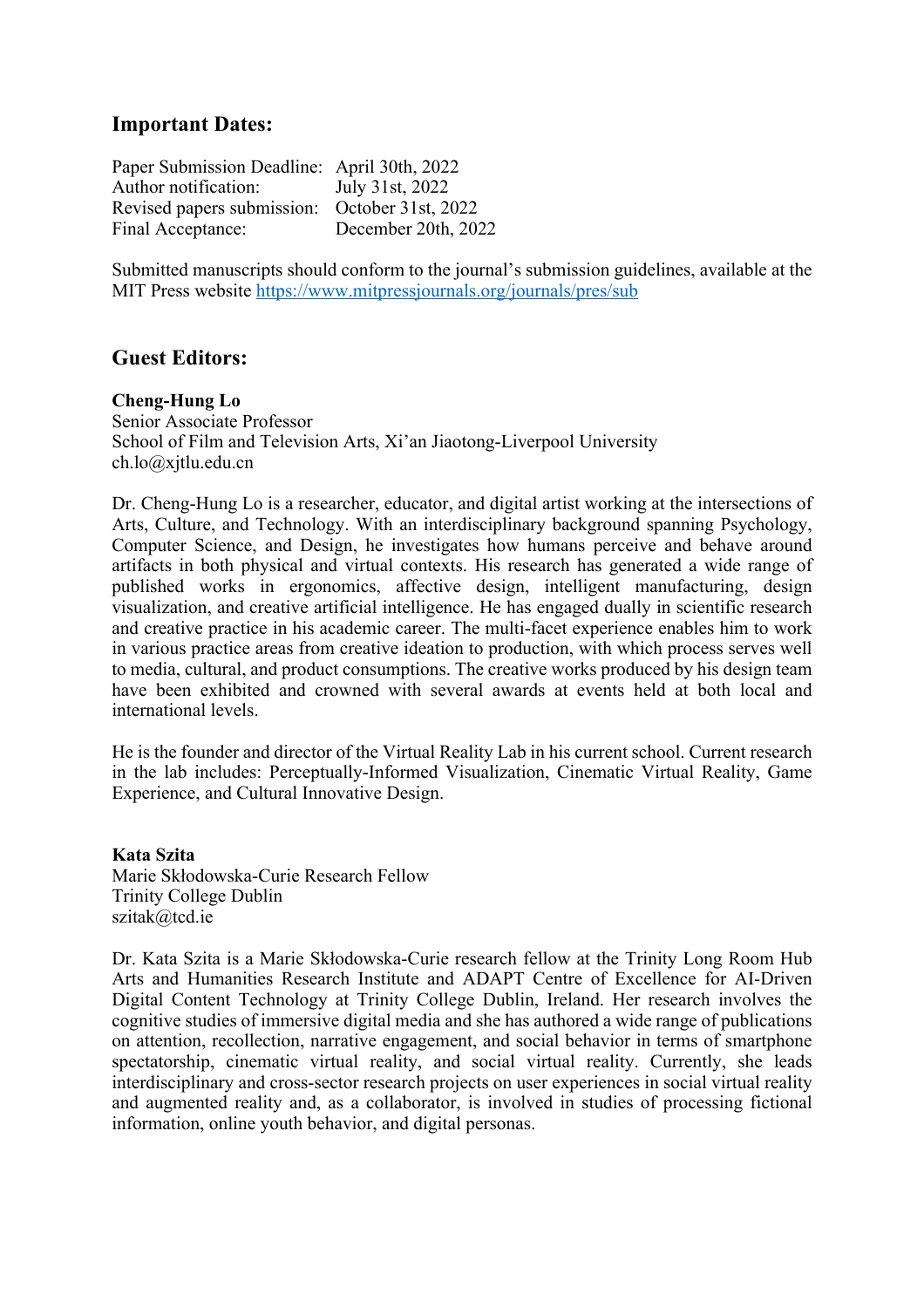## Important Dates:

| | |
|---|---|
| Paper Submission Deadline: | April 30th, 2022 |
| Author notification: | July 31st, 2022 |
| Revised papers submission: | October 31st, 2022 |
| Final Acceptance: | December 20th, 2022 |

Submitted manuscripts should conform to the journal's submission guidelines, available at the MIT Press website https://www.mitpressjournals.org/journals/pres/sub

## Guest Editors:

**Cheng-Hung Lo**
Senior Associate Professor
School of Film and Television Arts, Xi'an Jiaotong-Liverpool University
ch.lo@xjtlu.edu.cn

Dr. Cheng-Hung Lo is a researcher, educator, and digital artist working at the intersections of Arts, Culture, and Technology. With an interdisciplinary background spanning Psychology, Computer Science, and Design, he investigates how humans perceive and behave around artifacts in both physical and virtual contexts. His research has generated a wide range of published works in ergonomics, affective design, intelligent manufacturing, design visualization, and creative artificial intelligence. He has engaged dually in scientific research and creative practice in his academic career. The multi-facet experience enables him to work in various practice areas from creative ideation to production, with which process serves well to media, cultural, and product consumptions. The creative works produced by his design team have been exhibited and crowned with several awards at events held at both local and international levels.

He is the founder and director of the Virtual Reality Lab in his current school. Current research in the lab includes: Perceptually-Informed Visualization, Cinematic Virtual Reality, Game Experience, and Cultural Innovative Design.

**Kata Szita**
Marie Skłodowska-Curie Research Fellow
Trinity College Dublin
szitak@tcd.ie

Dr. Kata Szita is a Marie Skłodowska-Curie research fellow at the Trinity Long Room Hub Arts and Humanities Research Institute and ADAPT Centre of Excellence for AI-Driven Digital Content Technology at Trinity College Dublin, Ireland. Her research involves the cognitive studies of immersive digital media and she has authored a wide range of publications on attention, recollection, narrative engagement, and social behavior in terms of smartphone spectatorship, cinematic virtual reality, and social virtual reality. Currently, she leads interdisciplinary and cross-sector research projects on user experiences in social virtual reality and augmented reality and, as a collaborator, is involved in studies of processing fictional information, online youth behavior, and digital personas.